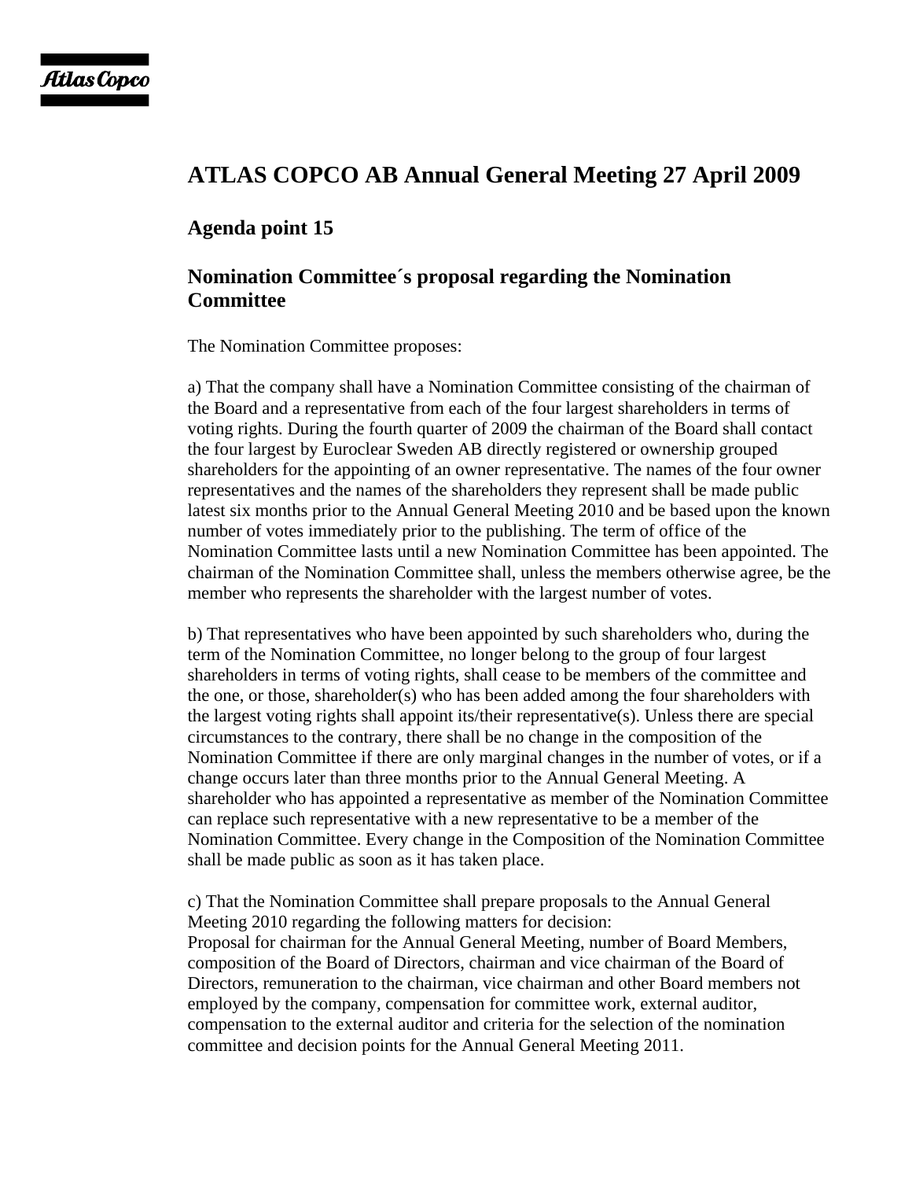# ATLAS COPCO AB Annual General Meeting 27 April 2009

## Agenda point 15

## Nomination Committee´s proposal regarding the Nomination Committee

The Nomination Committee proposes:

a) That the company shall have a Nomination Committee consisting of the chairman of the Board and a representative from each of the four largest shareholders in terms of voting rights. During the fourth quarter of 2009 the chairman of the Board shall contact the four largest by Euroclear Sweden AB directly registered or ownership grouped shareholders for the appointing of an owner representative. The names of the four owner representatives and the names of the shareholders they represent shall be made public latest six months prior to the Annual General Meeting 2010 and be based upon the known number of votes immediately prior to the publishing. The term of office of the Nomination Committee lasts until a new Nomination Committee has been appointed. The chairman of the Nomination Committee shall, unless the members otherwise agree, be the member who represents the shareholder with the largest number of votes.

b) That representatives who have been appointed by such shareholders who, during the term of the Nomination Committee, no longer belong to the group of four largest shareholders in terms of voting rights, shall cease to be members of the committee and the one, or those, shareholder(s) who has been added among the four shareholders with the largest voting rights shall appoint its/their representative(s). Unless there are special circumstances to the contrary, there shall be no change in the composition of the Nomination Committee if there are only marginal changes in the number of votes, or if a change occurs later than three months prior to the Annual General Meeting. A shareholder who has appointed a representative as member of the Nomination Committee can replace such representative with a new representative to be a member of the Nomination Committee. Every change in the Composition of the Nomination Committee shall be made public as soon as it has taken place.

c) That the Nomination Committee shall prepare proposals to the Annual General Meeting 2010 regarding the following matters for decision:
Proposal for chairman for the Annual General Meeting, number of Board Members, composition of the Board of Directors, chairman and vice chairman of the Board of Directors, remuneration to the chairman, vice chairman and other Board members not employed by the company, compensation for committee work, external auditor, compensation to the external auditor and criteria for the selection of the nomination committee and decision points for the Annual General Meeting 2011.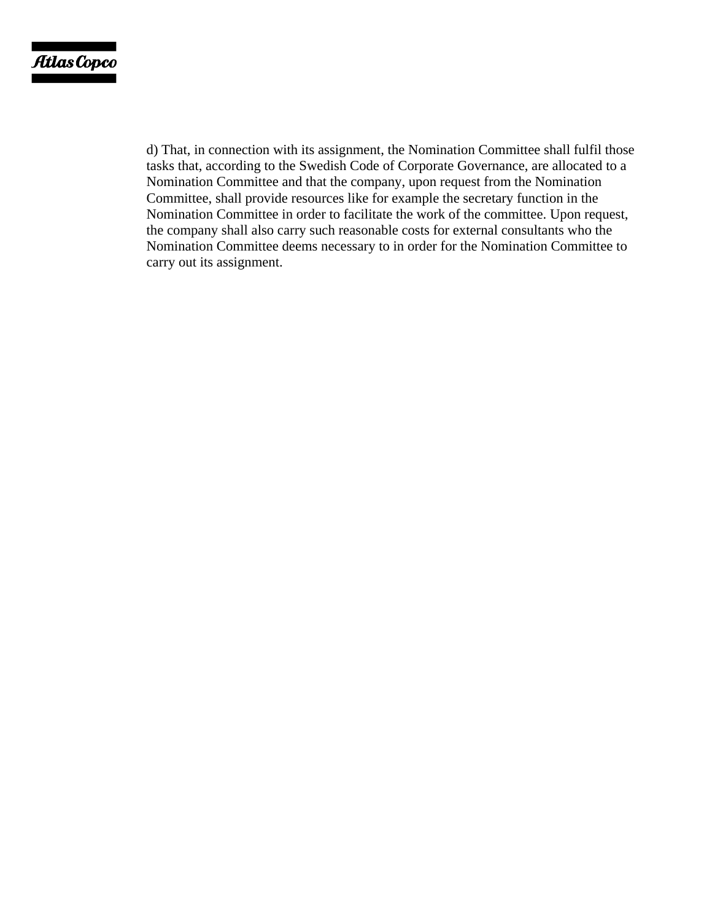d) That, in connection with its assignment, the Nomination Committee shall fulfil those tasks that, according to the Swedish Code of Corporate Governance, are allocated to a Nomination Committee and that the company, upon request from the Nomination Committee, shall provide resources like for example the secretary function in the Nomination Committee in order to facilitate the work of the committee. Upon request, the company shall also carry such reasonable costs for external consultants who the Nomination Committee deems necessary to in order for the Nomination Committee to carry out its assignment.